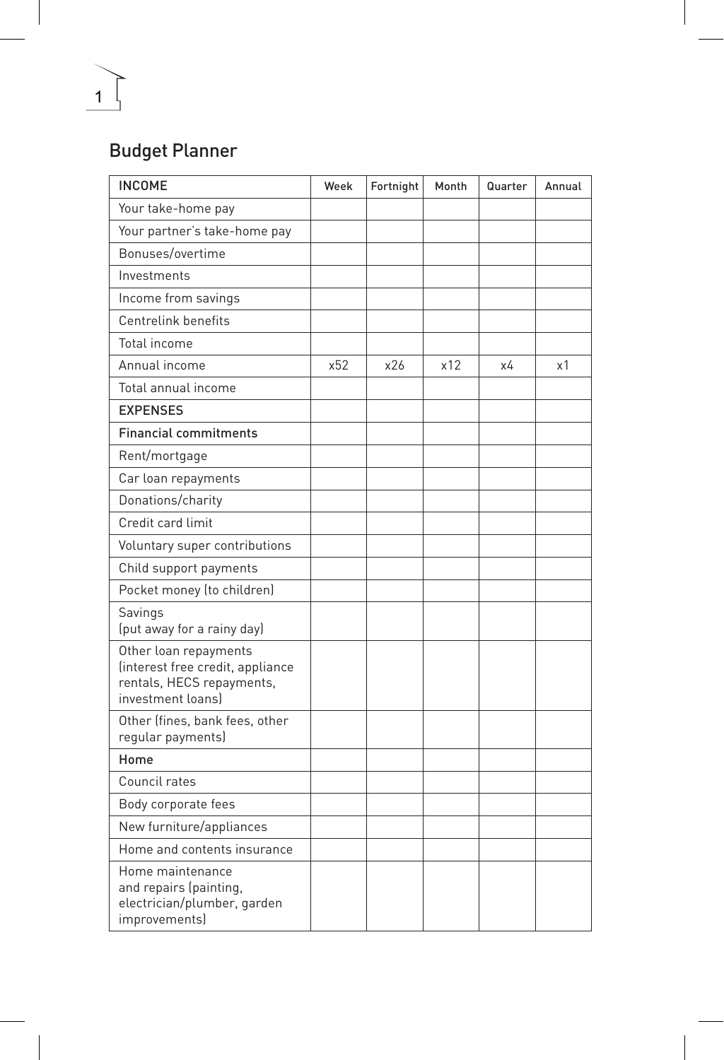## Budget Planner

| INCOME | Week | Fortnight | Month | Quarter | Annual |
|---|---|---|---|---|---|
| Your take-home pay | | | | | |
| Your partner's take-home pay | | | | | |
| Bonuses/overtime | | | | | |
| Investments | | | | | |
| Income from savings | | | | | |
| Centrelink benefits | | | | | |
| Total income | | | | | |
| Annual income | x52 | x26 | x12 | x4 | x1 |
| Total annual income | | | | | |
| EXPENSES | | | | | |
| Financial commitments | | | | | |
| Rent/mortgage | | | | | |
| Car loan repayments | | | | | |
| Donations/charity | | | | | |
| Credit card limit | | | | | |
| Voluntary super contributions | | | | | |
| Child support payments | | | | | |
| Pocket money (to children) | | | | | |
| Savings (put away for a rainy day) | | | | | |
| Other loan repayments (interest free credit, appliance rentals, HECS repayments, investment loans) | | | | | |
| Other (fines, bank fees, other regular payments) | | | | | |
| Home | | | | | |
| Council rates | | | | | |
| Body corporate fees | | | | | |
| New furniture/appliances | | | | | |
| Home and contents insurance | | | | | |
| Home maintenance and repairs (painting, electrician/plumber, garden improvements) | | | | | |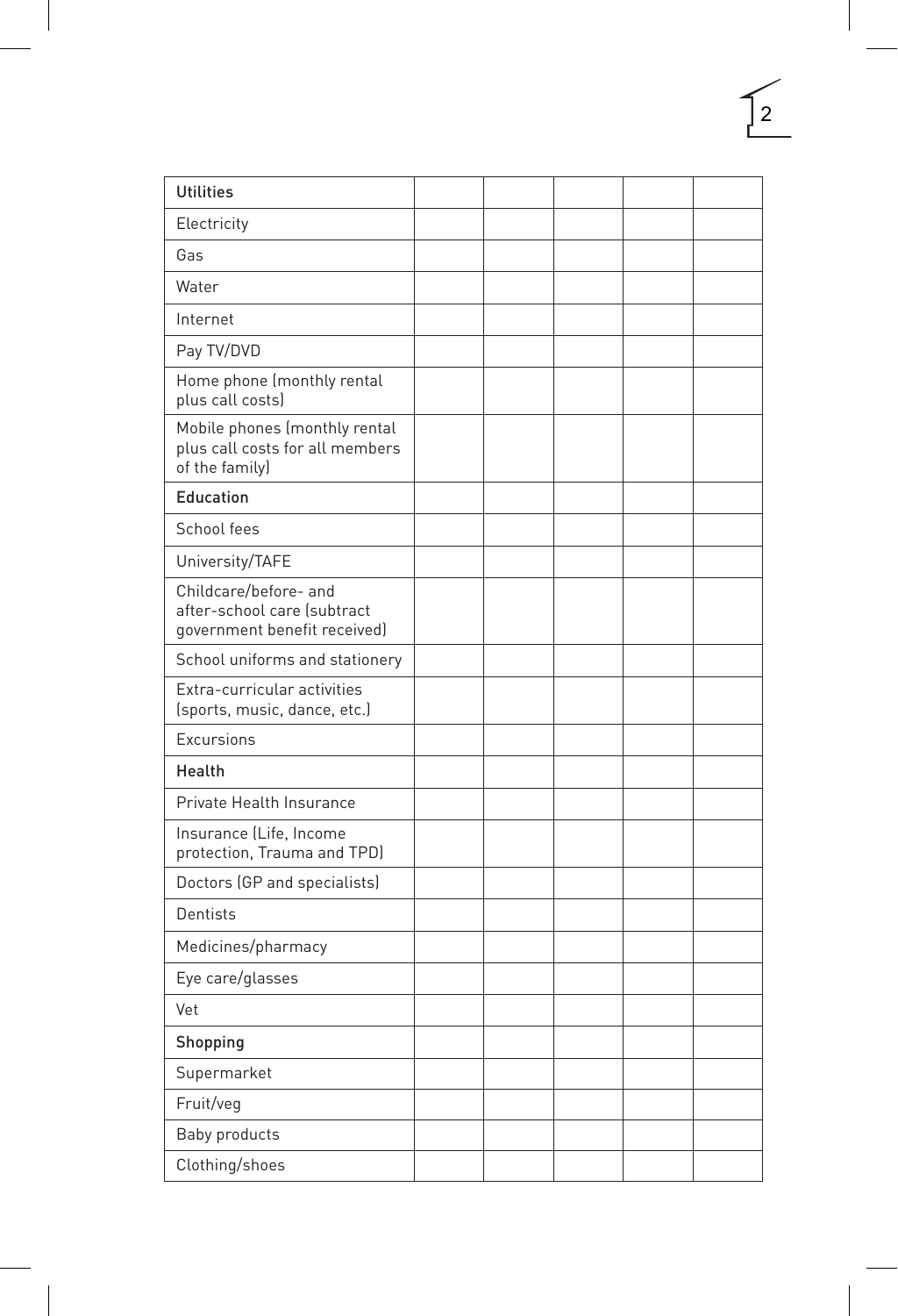| Utilities | | | | | |
|---|---|---|---|---|---|
| Electricity | | | | | |
| Gas | | | | | |
| Water | | | | | |
| Internet | | | | | |
| Pay TV/DVD | | | | | |
| Home phone (monthly rental plus call costs) | | | | | |
| Mobile phones (monthly rental plus call costs for all members of the family) | | | | | |
| Education | | | | | |
| School fees | | | | | |
| University/TAFE | | | | | |
| Childcare/before- and after-school care (subtract government benefit received) | | | | | |
| School uniforms and stationery | | | | | |
| Extra-curricular activities (sports, music, dance, etc.) | | | | | |
| Excursions | | | | | |
| Health | | | | | |
| Private Health Insurance | | | | | |
| Insurance (Life, Income protection, Trauma and TPD) | | | | | |
| Doctors (GP and specialists) | | | | | |
| Dentists | | | | | |
| Medicines/pharmacy | | | | | |
| Eye care/glasses | | | | | |
| Vet | | | | | |
| Shopping | | | | | |
| Supermarket | | | | | |
| Fruit/veg | | | | | |
| Baby products | | | | | |
| Clothing/shoes | | | | | |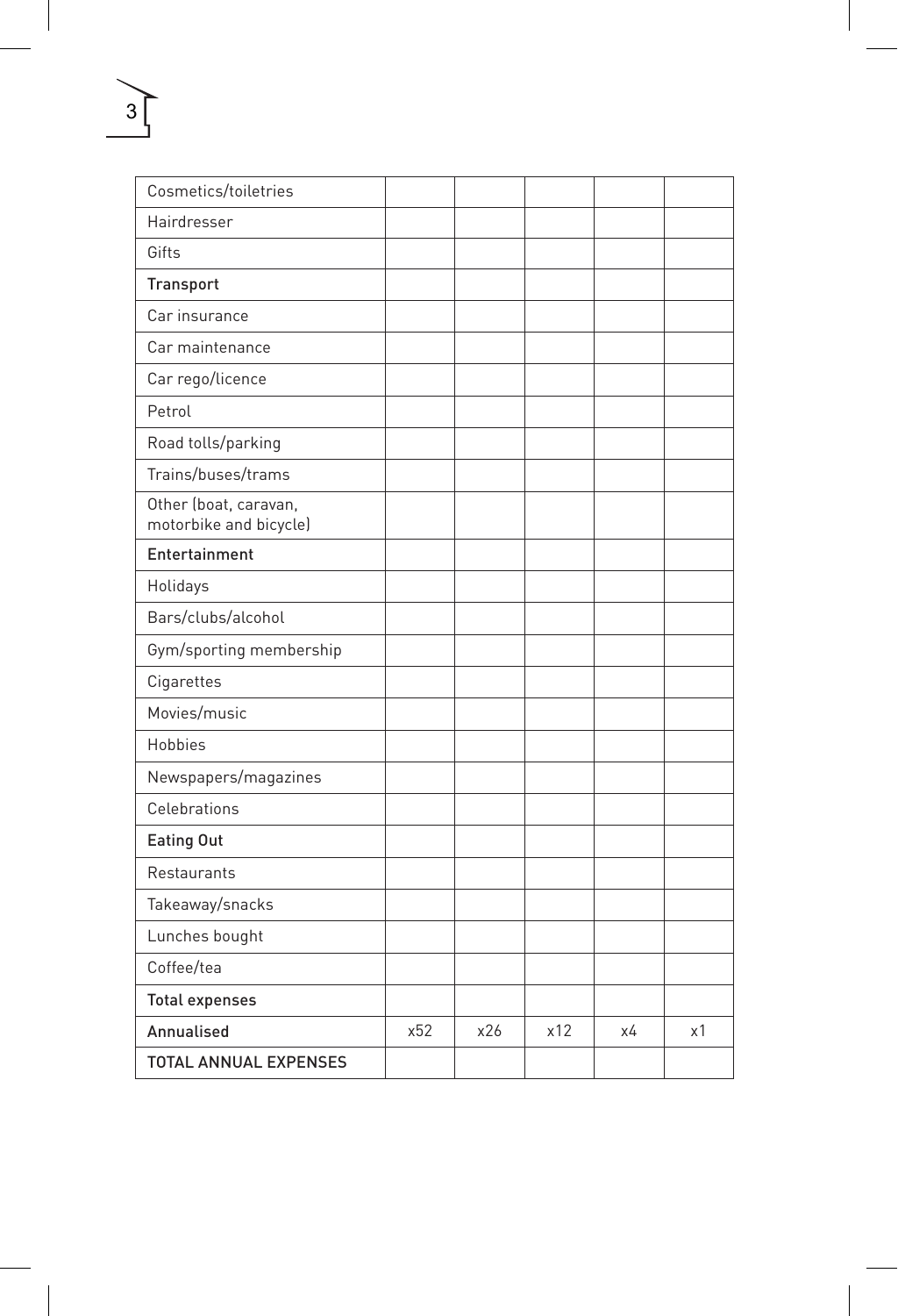| | | | | | |
|---|---|---|---|---|---|
| Cosmetics/toiletries | | | | | |
| Hairdresser | | | | | |
| Gifts | | | | | |
| **Transport** | | | | | |
| Car insurance | | | | | |
| Car maintenance | | | | | |
| Car rego/licence | | | | | |
| Petrol | | | | | |
| Road tolls/parking | | | | | |
| Trains/buses/trams | | | | | |
| Other (boat, caravan, motorbike and bicycle) | | | | | |
| **Entertainment** | | | | | |
| Holidays | | | | | |
| Bars/clubs/alcohol | | | | | |
| Gym/sporting membership | | | | | |
| Cigarettes | | | | | |
| Movies/music | | | | | |
| Hobbies | | | | | |
| Newspapers/magazines | | | | | |
| Celebrations | | | | | |
| **Eating Out** | | | | | |
| Restaurants | | | | | |
| Takeaway/snacks | | | | | |
| Lunches bought | | | | | |
| Coffee/tea | | | | | |
| **Total expenses** | | | | | |
| **Annualised** | x52 | x26 | x12 | x4 | x1 |
| **TOTAL ANNUAL EXPENSES** | | | | | |